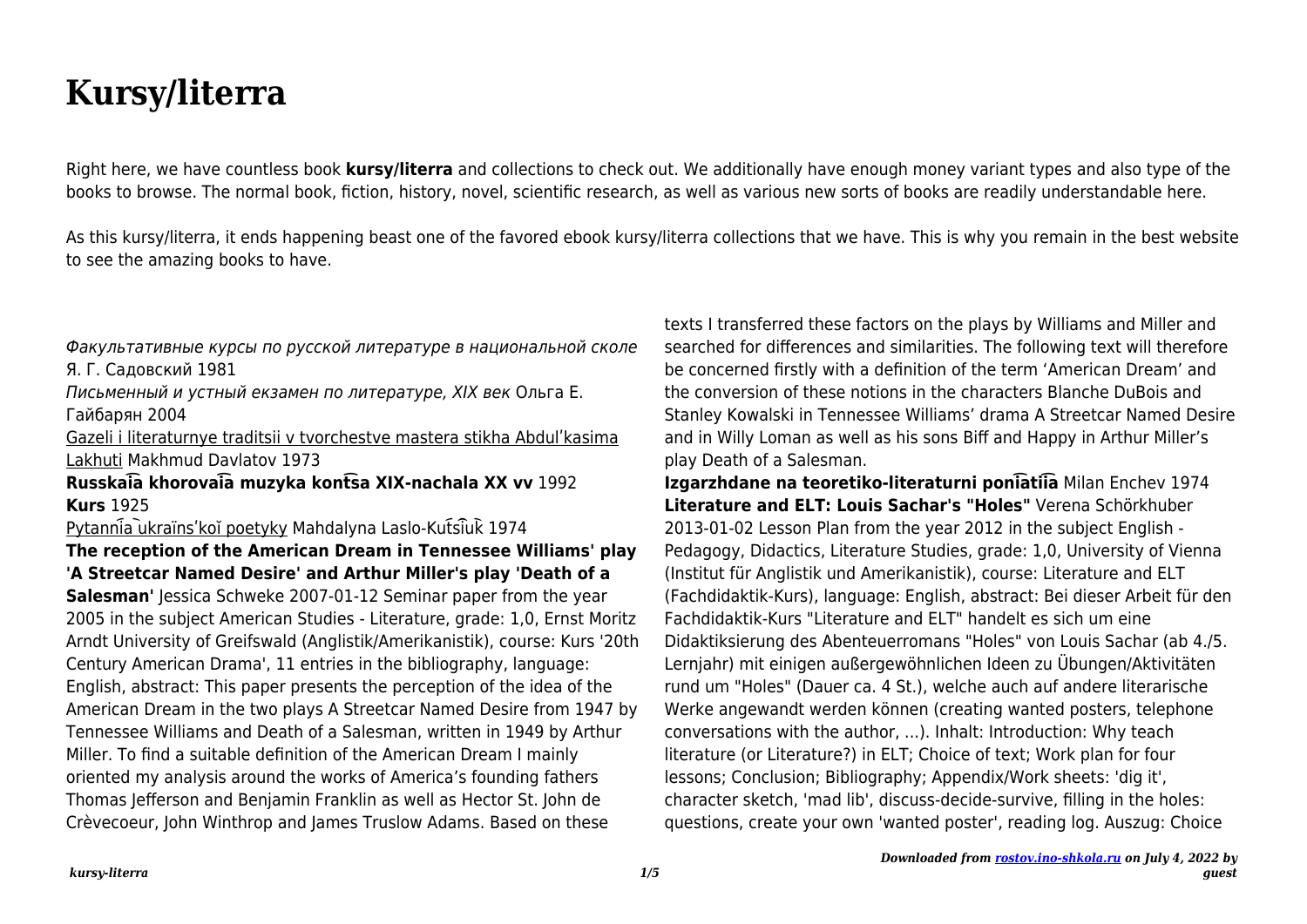# Kursy/literra

Right here, we have countless book **kursy/literra** and collections to check out. We additionally have enough money variant types and also type of the books to browse. The normal book, fiction, history, novel, scientific research, as well as various new sorts of books are readily understandable here.

As this kursy/literra, it ends happening beast one of the favored ebook kursy/literra collections that we have. This is why you remain in the best website to see the amazing books to have.

*Факультативные курсы по русской литературе в национальной сколе* Я. Г. Садовский 1981

*Письменный и устный екзамен по литературе, XIX век* Ольга Е. Гайбарян 2004

Gazeli i literaturnye traditsii v tvorchestve mastera stikha Abdulʹkasima Lakhuti Makhmud Davlatov 1973

**Russkai͡a khorovai͡a muzyka kont͡sa XIX-nachala XX vv** 1992

**Kurs** 1925

Pytanni͡a ukraïnsʹkoï poetyky Mahdalyna Laslo-Kut͡si͡uk 1974

**The reception of the American Dream in Tennessee Williams' play 'A Streetcar Named Desire' and Arthur Miller's play 'Death of a Salesman'** Jessica Schweke 2007-01-12 Seminar paper from the year 2005 in the subject American Studies - Literature, grade: 1,0, Ernst Moritz Arndt University of Greifswald (Anglistik/Amerikanistik), course: Kurs '20th Century American Drama', 11 entries in the bibliography, language: English, abstract: This paper presents the perception of the idea of the American Dream in the two plays A Streetcar Named Desire from 1947 by Tennessee Williams and Death of a Salesman, written in 1949 by Arthur Miller. To find a suitable definition of the American Dream I mainly oriented my analysis around the works of America's founding fathers Thomas Jefferson and Benjamin Franklin as well as Hector St. John de Crèvecoeur, John Winthrop and James Truslow Adams. Based on these texts I transferred these factors on the plays by Williams and Miller and searched for differences and similarities. The following text will therefore be concerned firstly with a definition of the term 'American Dream' and the conversion of these notions in the characters Blanche DuBois and Stanley Kowalski in Tennessee Williams' drama A Streetcar Named Desire and in Willy Loman as well as his sons Biff and Happy in Arthur Miller's play Death of a Salesman.

**Izgarzhdane na teoretiko-literaturni poni͡atii͡a** Milan Enchev 1974

**Literature and ELT: Louis Sachar's "Holes"** Verena Schörkhuber 2013-01-02 Lesson Plan from the year 2012 in the subject English - Pedagogy, Didactics, Literature Studies, grade: 1,0, University of Vienna (Institut für Anglistik und Amerikanistik), course: Literature and ELT (Fachdidaktik-Kurs), language: English, abstract: Bei dieser Arbeit für den Fachdidaktik-Kurs "Literature and ELT" handelt es sich um eine Didaktiksierung des Abenteuerromans "Holes" von Louis Sachar (ab 4./5. Lernjahr) mit einigen außergewöhnlichen Ideen zu Übungen/Aktivitäten rund um "Holes" (Dauer ca. 4 St.), welche auch auf andere literarische Werke angewandt werden können (creating wanted posters, telephone conversations with the author, ...). Inhalt: Introduction: Why teach literature (or Literature?) in ELT; Choice of text; Work plan for four lessons; Conclusion; Bibliography; Appendix/Work sheets: 'dig it', character sketch, 'mad lib', discuss-decide-survive, filling in the holes: questions, create your own 'wanted poster', reading log. Auszug: Choice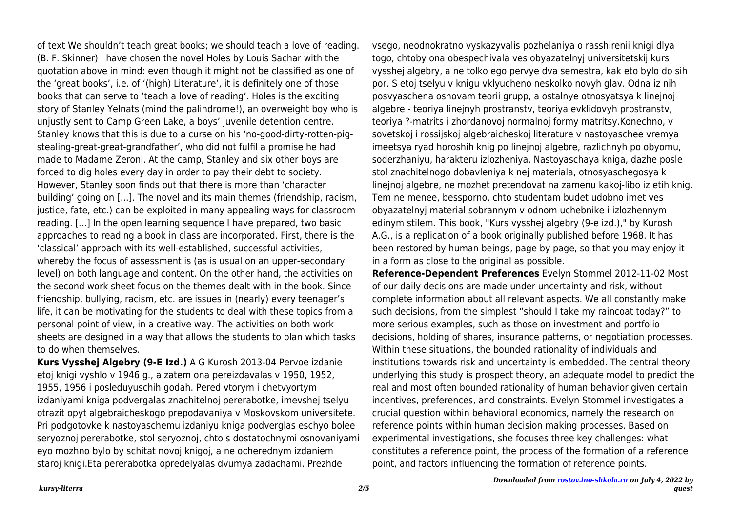of text We shouldn't teach great books; we should teach a love of reading. (B. F. Skinner) I have chosen the novel Holes by Louis Sachar with the quotation above in mind: even though it might not be classified as one of the 'great books', i.e. of '(high) Literature', it is definitely one of those books that can serve to 'teach a love of reading'. Holes is the exciting story of Stanley Yelnats (mind the palindrome!), an overweight boy who is unjustly sent to Camp Green Lake, a boys' juvenile detention centre. Stanley knows that this is due to a curse on his 'no-good-dirty-rotten-pig-stealing-great-great-grandfather', who did not fulfil a promise he had made to Madame Zeroni. At the camp, Stanley and six other boys are forced to dig holes every day in order to pay their debt to society. However, Stanley soon finds out that there is more than 'character building' going on [...]. The novel and its main themes (friendship, racism, justice, fate, etc.) can be exploited in many appealing ways for classroom reading. [...] In the open learning sequence I have prepared, two basic approaches to reading a book in class are incorporated. First, there is the 'classical' approach with its well-established, successful activities, whereby the focus of assessment is (as is usual on an upper-secondary level) on both language and content. On the other hand, the activities on the second work sheet focus on the themes dealt with in the book. Since friendship, bullying, racism, etc. are issues in (nearly) every teenager's life, it can be motivating for the students to deal with these topics from a personal point of view, in a creative way. The activities on both work sheets are designed in a way that allows the students to plan which tasks to do when themselves.

**Kurs Vysshej Algebry (9-E Izd.)** A G Kurosh 2013-04 Pervoe izdanie etoj knigi vyshlo v 1946 g., a zatem ona pereizdavalas v 1950, 1952, 1955, 1956 i posleduyuschih godah. Pered vtorym i chetvyortym izdaniyami kniga podvergalas znachitelnoj pererabotke, imevshej tselyu otrazit opyt algebraicheskogo prepodavaniya v Moskovskom universitete. Pri podgotovke k nastoyaschemu izdaniyu kniga podverglas eschyo bolee seryoznoj pererabotke, stol seryoznoj, chto s dostatochnymi osnovaniyami eyo mozhno bylo by schitat novoj knigoj, a ne ocherednym izdaniem staroj knigi.Eta pererabotka opredelyalas dvumya zadachami. Prezhde vsego, neodnokratno vyskazyvalis pozhelaniya o rasshirenii knigi dlya togo, chtoby ona obespechivala ves obyazatelnyj universitetskij kurs vysshej algebry, a ne tolko ego pervye dva semestra, kak eto bylo do sih por. S etoj tselyu v knigu vklyucheno neskolko novyh glav. Odna iz nih posvyaschena osnovam teorii grupp, a ostalnye otnosyatsya k linejnoj algebre - teoriya linejnyh prostranstv, teoriya evklidovyh prostranstv, teoriya ?-matrits i zhordanovoj normalnoj formy matritsy.Konechno, v sovetskoj i rossijskoj algebraicheskoj literature v nastoyaschee vremya imeetsya ryad horoshih knig po linejnoj algebre, razlichnyh po obyomu, soderzhaniyu, harakteru izlozheniya. Nastoyaschaya kniga, dazhe posle stol znachitelnogo dobavleniya k nej materiala, otnosyaschegosya k linejnoj algebre, ne mozhet pretendovat na zamenu kakoj-libo iz etih knig. Tem ne menee, bessporno, chto studentam budet udobno imet ves obyazatelnyj material sobrannym v odnom uchebnike i izlozhennym edinym stilem. This book, "Kurs vysshej algebry (9-e izd.)," by Kurosh A.G., is a replication of a book originally published before 1968. It has been restored by human beings, page by page, so that you may enjoy it in a form as close to the original as possible.

**Reference-Dependent Preferences** Evelyn Stommel 2012-11-02 Most of our daily decisions are made under uncertainty and risk, without complete information about all relevant aspects. We all constantly make such decisions, from the simplest "should I take my raincoat today?" to more serious examples, such as those on investment and portfolio decisions, holding of shares, insurance patterns, or negotiation processes. Within these situations, the bounded rationality of individuals and institutions towards risk and uncertainty is embedded. The central theory underlying this study is prospect theory, an adequate model to predict the real and most often bounded rationality of human behavior given certain incentives, preferences, and constraints. Evelyn Stommel investigates a crucial question within behavioral economics, namely the research on reference points within human decision making processes. Based on experimental investigations, she focuses three key challenges: what constitutes a reference point, the process of the formation of a reference point, and factors influencing the formation of reference points.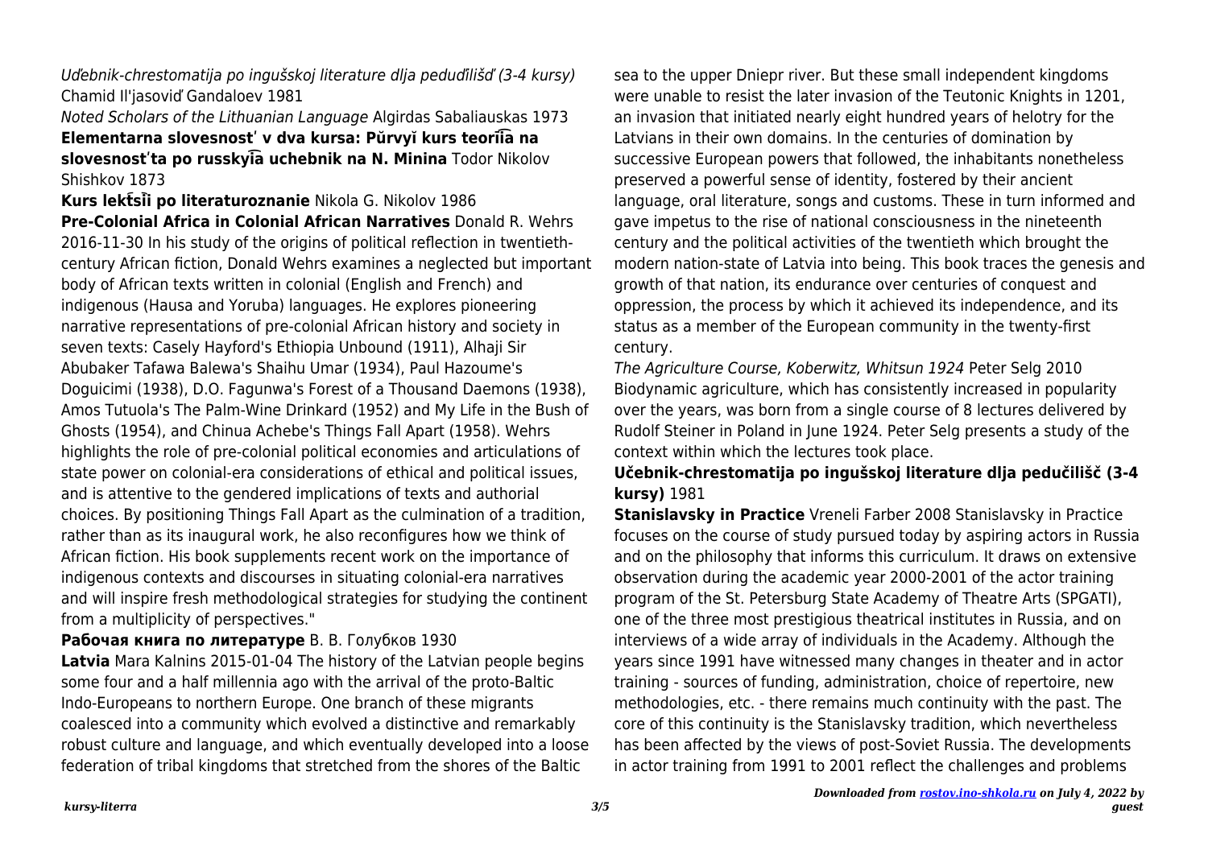*Uďebnik-chrestomatija po ingušskoj literature dlja peduďilišď (3-4 kursy)* Chamid Il'jasoviď Gandaloev 1981

*Noted Scholars of the Lithuanian Language* Algirdas Sabaliauskas 1973

**Elementarna slovesnostʹ v dva kursa: Pŭrvyĭ kurs teorii͡a na slovesnostʹta po russkyi͡a uchebnik na N. Minina** Todor Nikolov Shishkov 1873

**Kurs lekt͡sii po literaturoznanie** Nikola G. Nikolov 1986

**Pre-Colonial Africa in Colonial African Narratives** Donald R. Wehrs 2016-11-30 In his study of the origins of political reflection in twentieth-century African fiction, Donald Wehrs examines a neglected but important body of African texts written in colonial (English and French) and indigenous (Hausa and Yoruba) languages. He explores pioneering narrative representations of pre-colonial African history and society in seven texts: Casely Hayford's Ethiopia Unbound (1911), Alhaji Sir Abubaker Tafawa Balewa's Shaihu Umar (1934), Paul Hazoume's Doguicimi (1938), D.O. Fagunwa's Forest of a Thousand Daemons (1938), Amos Tutuola's The Palm-Wine Drinkard (1952) and My Life in the Bush of Ghosts (1954), and Chinua Achebe's Things Fall Apart (1958). Wehrs highlights the role of pre-colonial political economies and articulations of state power on colonial-era considerations of ethical and political issues, and is attentive to the gendered implications of texts and authorial choices. By positioning Things Fall Apart as the culmination of a tradition, rather than as its inaugural work, he also reconfigures how we think of African fiction. His book supplements recent work on the importance of indigenous contexts and discourses in situating colonial-era narratives and will inspire fresh methodological strategies for studying the continent from a multiplicity of perspectives."

**Рабочая книга по литературе** В. В. Голубков 1930

**Latvia** Mara Kalnins 2015-01-04 The history of the Latvian people begins some four and a half millennia ago with the arrival of the proto-Baltic Indo-Europeans to northern Europe. One branch of these migrants coalesced into a community which evolved a distinctive and remarkably robust culture and language, and which eventually developed into a loose federation of tribal kingdoms that stretched from the shores of the Baltic sea to the upper Dniepr river. But these small independent kingdoms were unable to resist the later invasion of the Teutonic Knights in 1201, an invasion that initiated nearly eight hundred years of helotry for the Latvians in their own domains. In the centuries of domination by successive European powers that followed, the inhabitants nonetheless preserved a powerful sense of identity, fostered by their ancient language, oral literature, songs and customs. These in turn informed and gave impetus to the rise of national consciousness in the nineteenth century and the political activities of the twentieth which brought the modern nation-state of Latvia into being. This book traces the genesis and growth of that nation, its endurance over centuries of conquest and oppression, the process by which it achieved its independence, and its status as a member of the European community in the twenty-first century.

*The Agriculture Course, Koberwitz, Whitsun 1924* Peter Selg 2010 Biodynamic agriculture, which has consistently increased in popularity over the years, was born from a single course of 8 lectures delivered by Rudolf Steiner in Poland in June 1924. Peter Selg presents a study of the context within which the lectures took place.

**Učebnik-chrestomatija po ingušskoj literature dlja pedučilišč (3-4 kursy)** 1981

**Stanislavsky in Practice** Vreneli Farber 2008 Stanislavsky in Practice focuses on the course of study pursued today by aspiring actors in Russia and on the philosophy that informs this curriculum. It draws on extensive observation during the academic year 2000-2001 of the actor training program of the St. Petersburg State Academy of Theatre Arts (SPGATI), one of the three most prestigious theatrical institutes in Russia, and on interviews of a wide array of individuals in the Academy. Although the years since 1991 have witnessed many changes in theater and in actor training - sources of funding, administration, choice of repertoire, new methodologies, etc. - there remains much continuity with the past. The core of this continuity is the Stanislavsky tradition, which nevertheless has been affected by the views of post-Soviet Russia. The developments in actor training from 1991 to 2001 reflect the challenges and problems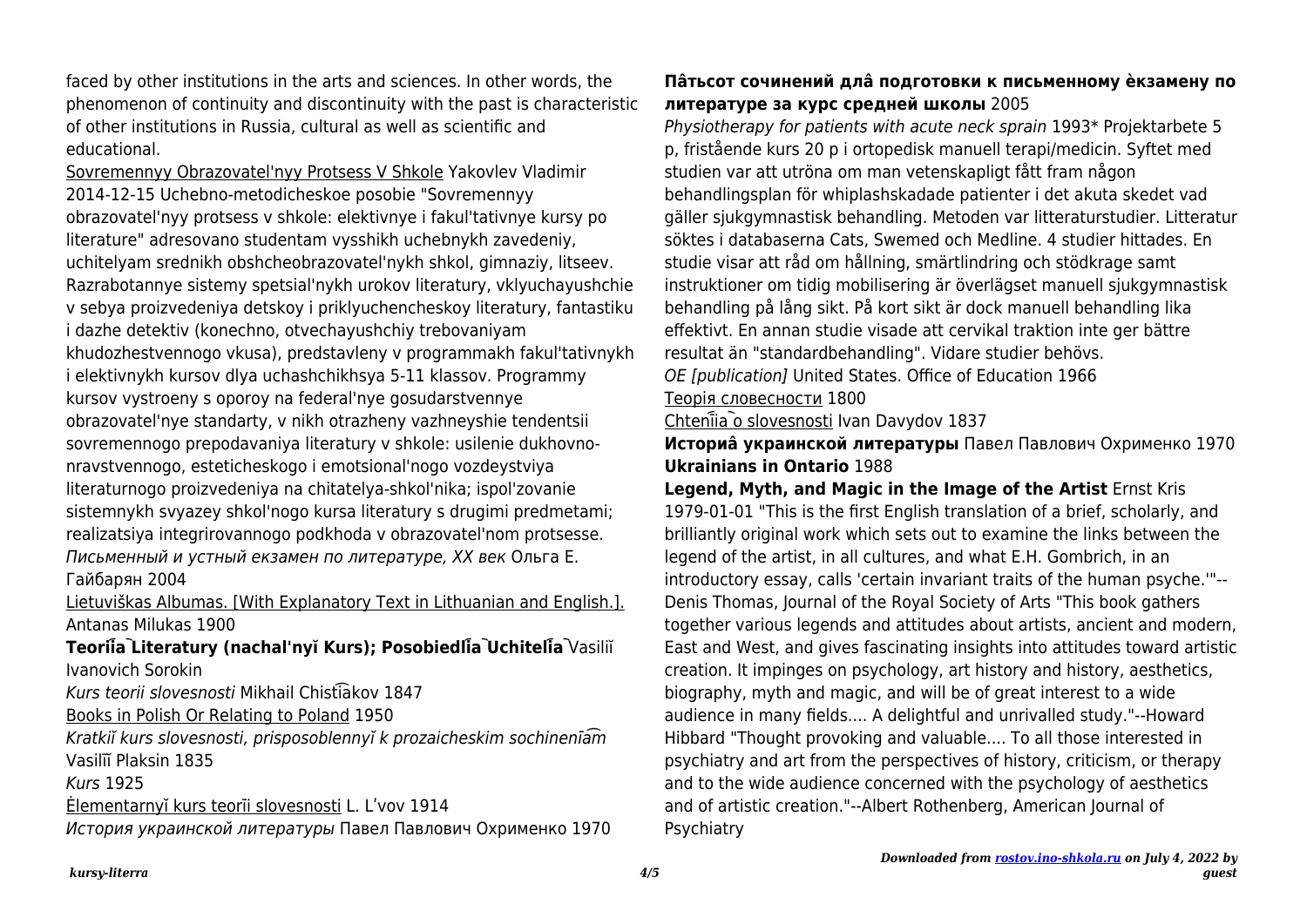faced by other institutions in the arts and sciences. In other words, the phenomenon of continuity and discontinuity with the past is characteristic of other institutions in Russia, cultural as well as scientific and educational.

Sovremennyy Obrazovatel'nyy Protsess V Shkole Yakovlev Vladimir 2014-12-15 Uchebno-metodicheskoe posobie "Sovremennyy obrazovatel'nyy protsess v shkole: elektivnye i fakul'tativnye kursy po literature" adresovano studentam vysshikh uchebnykh zavedeniy, uchitelyam srednikh obshcheobrazovatel'nykh shkol, gimnaziy, litseev. Razrabotannye sistemy spetsial'nykh urokov literatury, vklyuchayushchie v sebya proizvedeniya detskoy i priklyuchencheskoy literatury, fantastiku i dazhe detektiv (konechno, otvechayushchiy trebovaniyam khudozhestvennogo vkusa), predstavleny v programmakh fakul'tativnykh i elektivnykh kursov dlya uchashchikhsya 5-11 klassov. Programmy kursov vystroeny s oporoy na federal'nye gosudarstvennye obrazovatel'nye standarty, v nikh otrazheny vazhneyshie tendentsii sovremennogo prepodavaniya literatury v shkole: usilenie dukhovno-nravstvennogo, esteticheskogo i emotsional'nogo vozdeystviya literaturnogo proizvedeniya na chitatelya-shkol'nika; ispol'zovanie sistemnykh svyazey shkol'nogo kursa literatury s drugimi predmetami; realizatsiya integrirovannogo podkhoda v obrazovatel'nom protsesse.

*Письменный и устный екзамен по литературе, XX век* Ольга Е. Гайбарян 2004

Lietuviškas Albumas. [With Explanatory Text in Lithuanian and English.]. Antanas Milukas 1900

**Teorīi͡a Literatury (nachal'nyĭ Kurs); Posobiedli͡a Uchiteli͡a** Vasiliĭ Ivanovich Sorokin

*Kurs teorii slovesnosti* Mikhail Chisti͡akov 1847

Books in Polish Or Relating to Poland 1950

*Kratkiĭ kurs slovesnosti, prisposoblennyĭ k prozaicheskim sochinenīi͡am* Vasilīĭ Plaksin 1835

*Kurs* 1925

Ėlementarnyĭ kurs teorīi slovesnosti L. Lʹvov 1914

*История украинской литературы* Павел Павлович Охрименко 1970

**Pâtьсот сочинений длâ подготовки к письменному èкзамену по литературе за курс средней школы** 2005

*Physiotherapy for patients with acute neck sprain* 1993* Projektarbete 5 p, fristående kurs 20 p i ortopedisk manuell terapi/medicin. Syftet med studien var att utröna om man vetenskapligt fått fram någon behandlingsplan för whiplashskadade patienter i det akuta skedet vad gäller sjukgymnastisk behandling. Metoden var litteraturstudier. Litteratur söktes i databaserna Cats, Swemed och Medline. 4 studier hittades. En studie visar att råd om hållning, smärtlindring och stödkrage samt instruktioner om tidig mobilisering är överlägset manuell sjukgymnastisk behandling på lång sikt. På kort sikt är dock manuell behandling lika effektivt. En annan studie visade att cervikal traktion inte ger bättre resultat än "standardbehandling". Vidare studier behövs.

*OE [publication]* United States. Office of Education 1966

Теорія словесности 1800

Chtenīi͡a o slovesnosti Ivan Davydov 1837

**Историâ украинской литературы** Павел Павлович Охрименко 1970

**Ukrainians in Ontario** 1988

**Legend, Myth, and Magic in the Image of the Artist** Ernst Kris 1979-01-01 "This is the first English translation of a brief, scholarly, and brilliantly original work which sets out to examine the links between the legend of the artist, in all cultures, and what E.H. Gombrich, in an introductory essay, calls 'certain invariant traits of the human psyche.'"--Denis Thomas, Journal of the Royal Society of Arts "This book gathers together various legends and attitudes about artists, ancient and modern, East and West, and gives fascinating insights into attitudes toward artistic creation. It impinges on psychology, art history and history, aesthetics, biography, myth and magic, and will be of great interest to a wide audience in many fields.... A delightful and unrivalled study."--Howard Hibbard "Thought provoking and valuable.... To all those interested in psychiatry and art from the perspectives of history, criticism, or therapy and to the wide audience concerned with the psychology of aesthetics and of artistic creation."--Albert Rothenberg, American Journal of Psychiatry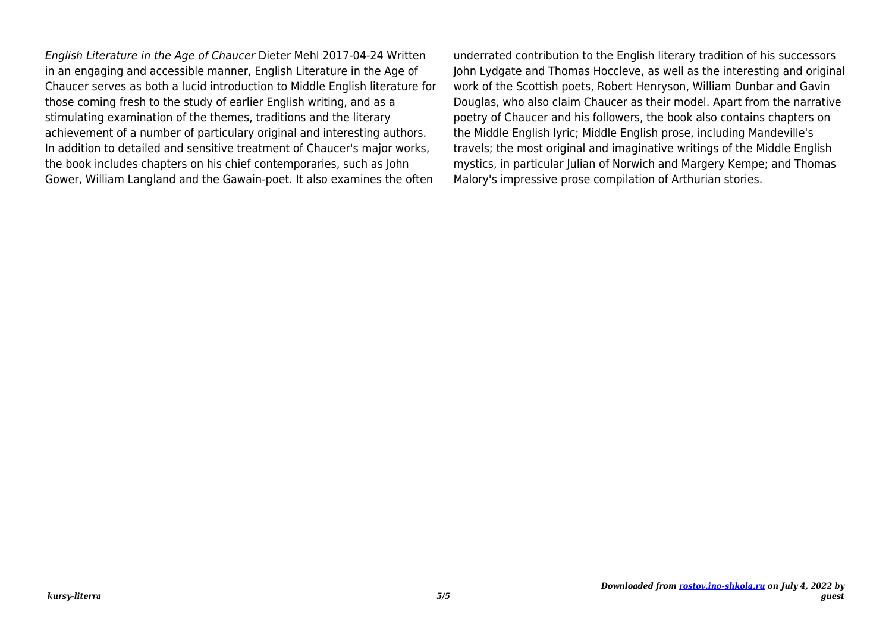*English Literature in the Age of Chaucer* Dieter Mehl 2017-04-24 Written in an engaging and accessible manner, English Literature in the Age of Chaucer serves as both a lucid introduction to Middle English literature for those coming fresh to the study of earlier English writing, and as a stimulating examination of the themes, traditions and the literary achievement of a number of particulary original and interesting authors. In addition to detailed and sensitive treatment of Chaucer's major works, the book includes chapters on his chief contemporaries, such as John Gower, William Langland and the Gawain-poet. It also examines the often underrated contribution to the English literary tradition of his successors John Lydgate and Thomas Hoccleve, as well as the interesting and original work of the Scottish poets, Robert Henryson, William Dunbar and Gavin Douglas, who also claim Chaucer as their model. Apart from the narrative poetry of Chaucer and his followers, the book also contains chapters on the Middle English lyric; Middle English prose, including Mandeville's travels; the most original and imaginative writings of the Middle English mystics, in particular Julian of Norwich and Margery Kempe; and Thomas Malory's impressive prose compilation of Arthurian stories.